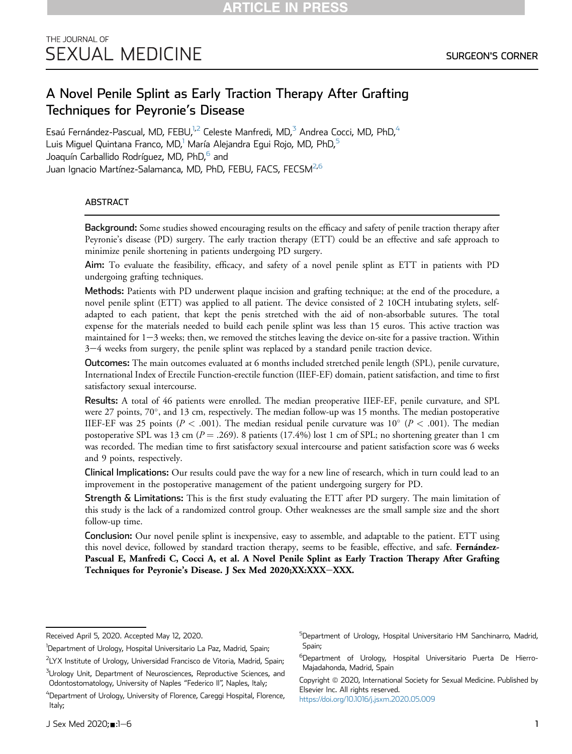ARTICLE IN PRESS

THE JOURNAL OF SEXUAL MEDICINE

SURGEON'S CORNER

# A Novel Penile Splint as Early Traction Therapy After Grafting Techniques for Peyronie's Disease

Esaú Fernández-Pascual, MD, FEBU,[1,2] Celeste Manfredi, MD,[3] Andrea Cocci, MD, PhD,[4] Luis Miguel Quintana Franco, MD,[1] María Alejandra Egui Rojo, MD, PhD,[5] Joaquín Carballido Rodríguez, MD, PhD,[6] and Juan Ignacio Martínez-Salamanca, MD, PhD, FEBU, FACS, FECSM[2,6]

## ABSTRACT

**Background:** Some studies showed encouraging results on the efficacy and safety of penile traction therapy after Peyronie's disease (PD) surgery. The early traction therapy (ETT) could be an effective and safe approach to minimize penile shortening in patients undergoing PD surgery.

**Aim:** To evaluate the feasibility, efficacy, and safety of a novel penile splint as ETT in patients with PD undergoing grafting techniques.

**Methods:** Patients with PD underwent plaque incision and grafting technique; at the end of the procedure, a novel penile splint (ETT) was applied to all patient. The device consisted of 2 10CH intubating stylets, self-adapted to each patient, that kept the penis stretched with the aid of non-absorbable sutures. The total expense for the materials needed to build each penile splint was less than 15 euros. This active traction was maintained for 1−3 weeks; then, we removed the stitches leaving the device on-site for a passive traction. Within 3−4 weeks from surgery, the penile splint was replaced by a standard penile traction device.

**Outcomes:** The main outcomes evaluated at 6 months included stretched penile length (SPL), penile curvature, International Index of Erectile Function-erectile function (IIEF-EF) domain, patient satisfaction, and time to first satisfactory sexual intercourse.

**Results:** A total of 46 patients were enrolled. The median preoperative IIEF-EF, penile curvature, and SPL were 27 points, 70°, and 13 cm, respectively. The median follow-up was 15 months. The median postoperative IIEF-EF was 25 points ($P < .001$). The median residual penile curvature was 10° ($P < .001$). The median postoperative SPL was 13 cm ($P = .269$). 8 patients (17.4%) lost 1 cm of SPL; no shortening greater than 1 cm was recorded. The median time to first satisfactory sexual intercourse and patient satisfaction score was 6 weeks and 9 points, respectively.

**Clinical Implications:** Our results could pave the way for a new line of research, which in turn could lead to an improvement in the postoperative management of the patient undergoing surgery for PD.

**Strength & Limitations:** This is the first study evaluating the ETT after PD surgery. The main limitation of this study is the lack of a randomized control group. Other weaknesses are the small sample size and the short follow-up time.

**Conclusion:** Our novel penile splint is inexpensive, easy to assemble, and adaptable to the patient. ETT using this novel device, followed by standard traction therapy, seems to be feasible, effective, and safe. **Fernández-Pascual E, Manfredi C, Cocci A, et al. A Novel Penile Splint as Early Traction Therapy After Grafting Techniques for Peyronie's Disease. J Sex Med 2020;XX:XXX−XXX.**

---

Received April 5, 2020. Accepted May 12, 2020.

[1]Department of Urology, Hospital Universitario La Paz, Madrid, Spain;

[2]LYX Institute of Urology, Universidad Francisco de Vitoria, Madrid, Spain;

[3]Urology Unit, Department of Neurosciences, Reproductive Sciences, and Odontostomatology, University of Naples "Federico II", Naples, Italy;

[4]Department of Urology, University of Florence, Careggi Hospital, Florence, Italy;

[5]Department of Urology, Hospital Universitario HM Sanchinarro, Madrid, Spain;

[6]Department of Urology, Hospital Universitario Puerta De Hierro-Majadahonda, Madrid, Spain

Copyright © 2020, International Society for Sexual Medicine. Published by Elsevier Inc. All rights reserved.
https://doi.org/10.1016/j.jsxm.2020.05.009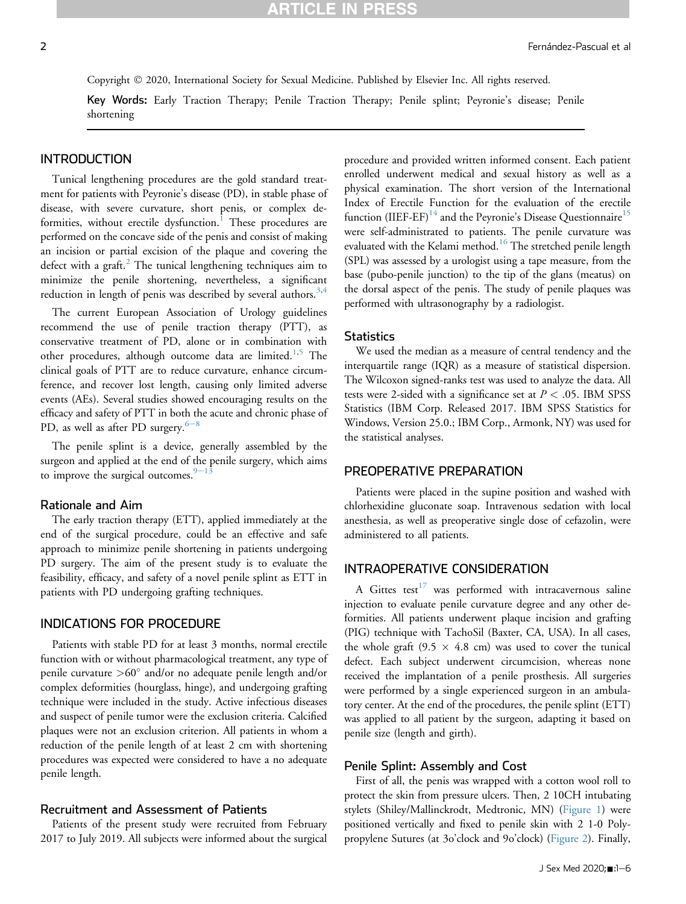Copyright © 2020, International Society for Sexual Medicine. Published by Elsevier Inc. All rights reserved.

**Key Words:** Early Traction Therapy; Penile Traction Therapy; Penile splint; Peyronie's disease; Penile shortening

## INTRODUCTION

Tunical lengthening procedures are the gold standard treatment for patients with Peyronie's disease (PD), in stable phase of disease, with severe curvature, short penis, or complex deformities, without erectile dysfunction.[1] These procedures are performed on the concave side of the penis and consist of making an incision or partial excision of the plaque and covering the defect with a graft.[2] The tunical lengthening techniques aim to minimize the penile shortening, nevertheless, a significant reduction in length of penis was described by several authors.[3,4]

The current European Association of Urology guidelines recommend the use of penile traction therapy (PTT), as conservative treatment of PD, alone or in combination with other procedures, although outcome data are limited.[1,5] The clinical goals of PTT are to reduce curvature, enhance circumference, and recover lost length, causing only limited adverse events (AEs). Several studies showed encouraging results on the efficacy and safety of PTT in both the acute and chronic phase of PD, as well as after PD surgery.[6–8]

The penile splint is a device, generally assembled by the surgeon and applied at the end of the penile surgery, which aims to improve the surgical outcomes.[9–13]

### Rationale and Aim

The early traction therapy (ETT), applied immediately at the end of the surgical procedure, could be an effective and safe approach to minimize penile shortening in patients undergoing PD surgery. The aim of the present study is to evaluate the feasibility, efficacy, and safety of a novel penile splint as ETT in patients with PD undergoing grafting techniques.

## INDICATIONS FOR PROCEDURE

Patients with stable PD for at least 3 months, normal erectile function with or without pharmacological treatment, any type of penile curvature >60° and/or no adequate penile length and/or complex deformities (hourglass, hinge), and undergoing grafting technique were included in the study. Active infectious diseases and suspect of penile tumor were the exclusion criteria. Calcified plaques were not an exclusion criterion. All patients in whom a reduction of the penile length of at least 2 cm with shortening procedures was expected were considered to have a no adequate penile length.

### Recruitment and Assessment of Patients

Patients of the present study were recruited from February 2017 to July 2019. All subjects were informed about the surgical procedure and provided written informed consent. Each patient enrolled underwent medical and sexual history as well as a physical examination. The short version of the International Index of Erectile Function for the evaluation of the erectile function (IIEF-EF)[14] and the Peyronie's Disease Questionnaire[15] were self-administrated to patients. The penile curvature was evaluated with the Kelami method.[16] The stretched penile length (SPL) was assessed by a urologist using a tape measure, from the base (pubo-penile junction) to the tip of the glans (meatus) on the dorsal aspect of the penis. The study of penile plaques was performed with ultrasonography by a radiologist.

### Statistics

We used the median as a measure of central tendency and the interquartile range (IQR) as a measure of statistical dispersion. The Wilcoxon signed-ranks test was used to analyze the data. All tests were 2-sided with a significance set at $P < .05$. IBM SPSS Statistics (IBM Corp. Released 2017. IBM SPSS Statistics for Windows, Version 25.0.; IBM Corp., Armonk, NY) was used for the statistical analyses.

## PREOPERATIVE PREPARATION

Patients were placed in the supine position and washed with chlorhexidine gluconate soap. Intravenous sedation with local anesthesia, as well as preoperative single dose of cefazolin, were administered to all patients.

## INTRAOPERATIVE CONSIDERATION

A Gittes test[17] was performed with intracavernous saline injection to evaluate penile curvature degree and any other deformities. All patients underwent plaque incision and grafting (PIG) technique with TachoSil (Baxter, CA, USA). In all cases, the whole graft (9.5 × 4.8 cm) was used to cover the tunical defect. Each subject underwent circumcision, whereas none received the implantation of a penile prosthesis. All surgeries were performed by a single experienced surgeon in an ambulatory center. At the end of the procedures, the penile splint (ETT) was applied to all patient by the surgeon, adapting it based on penile size (length and girth).

### Penile Splint: Assembly and Cost

First of all, the penis was wrapped with a cotton wool roll to protect the skin from pressure ulcers. Then, 2 10CH intubating stylets (Shiley/Mallinckrodt, Medtronic, MN) (Figure 1) were positioned vertically and fixed to penile skin with 2 1-0 Polypropylene Sutures (at 3o'clock and 9o'clock) (Figure 2). Finally,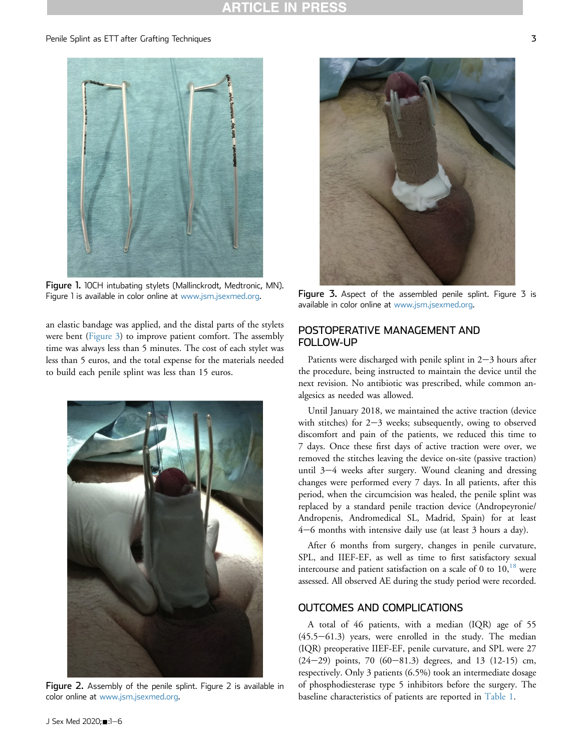Figure 1. 10CH intubating stylets (Mallinckrodt, Medtronic, MN). Figure 1 is available in color online at www.jsm.jsexmed.org.

an elastic bandage was applied, and the distal parts of the stylets were bent (Figure 3) to improve patient comfort. The assembly time was always less than 5 minutes. The cost of each stylet was less than 5 euros, and the total expense for the materials needed to build each penile splint was less than 15 euros.

Figure 2. Assembly of the penile splint. Figure 2 is available in color online at www.jsm.jsexmed.org.

Figure 3. Aspect of the assembled penile splint. Figure 3 is available in color online at www.jsm.jsexmed.org.

## POSTOPERATIVE MANAGEMENT AND FOLLOW-UP

Patients were discharged with penile splint in 2−3 hours after the procedure, being instructed to maintain the device until the next revision. No antibiotic was prescribed, while common analgesics as needed was allowed.

Until January 2018, we maintained the active traction (device with stitches) for 2−3 weeks; subsequently, owing to observed discomfort and pain of the patients, we reduced this time to 7 days. Once these first days of active traction were over, we removed the stitches leaving the device on-site (passive traction) until 3−4 weeks after surgery. Wound cleaning and dressing changes were performed every 7 days. In all patients, after this period, when the circumcision was healed, the penile splint was replaced by a standard penile traction device (Andropeyronie/Andropenis, Andromedical SL, Madrid, Spain) for at least 4−6 months with intensive daily use (at least 3 hours a day).

After 6 months from surgery, changes in penile curvature, SPL, and IIEF-EF, as well as time to first satisfactory sexual intercourse and patient satisfaction on a scale of 0 to 10,[18] were assessed. All observed AE during the study period were recorded.

## OUTCOMES AND COMPLICATIONS

A total of 46 patients, with a median (IQR) age of 55 (45.5−61.3) years, were enrolled in the study. The median (IQR) preoperative IIEF-EF, penile curvature, and SPL were 27 (24−29) points, 70 (60−81.3) degrees, and 13 (12-15) cm, respectively. Only 3 patients (6.5%) took an intermediate dosage of phosphodiesterase type 5 inhibitors before the surgery. The baseline characteristics of patients are reported in Table 1.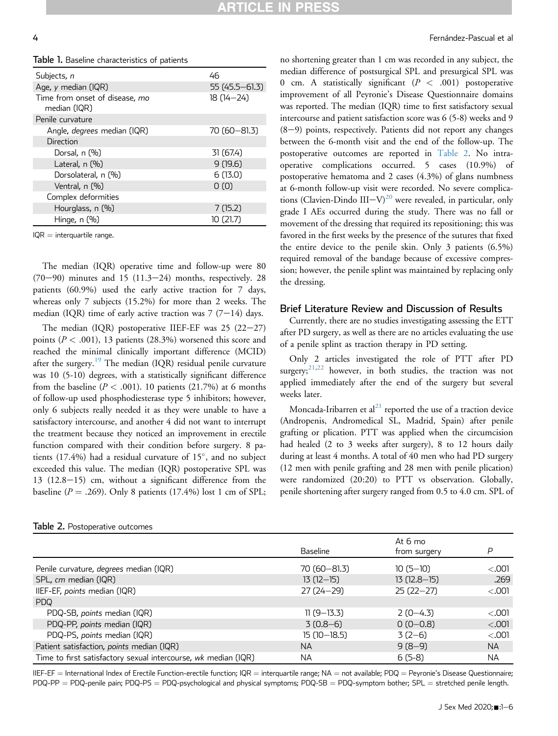Table 1. Baseline characteristics of patients

| | |
|---|---|
| Subjects, n | 46 |
| Age, y median (IQR) | 55 (45.5–61.3) |
| Time from onset of disease, mo median (IQR) | 18 (14–24) |
| Penile curvature | |
| Angle, *degrees* median (IQR) | 70 (60–81.3) |
| Direction | |
| Dorsal, n (%) | 31 (67.4) |
| Lateral, n (%) | 9 (19.6) |
| Dorsolateral, n (%) | 6 (13.0) |
| Ventral, n (%) | 0 (0) |
| Complex deformities | |
| Hourglass, n (%) | 7 (15.2) |
| Hinge, n (%) | 10 (21.7) |

IQR = interquartile range.

The median (IQR) operative time and follow-up were 80 (70–90) minutes and 15 (11.3–24) months, respectively. 28 patients (60.9%) used the early active traction for 7 days, whereas only 7 subjects (15.2%) for more than 2 weeks. The median (IQR) time of early active traction was 7 (7–14) days.

The median (IQR) postoperative IIEF-EF was 25 (22–27) points ($P < .001$), 13 patients (28.3%) worsened this score and reached the minimal clinically important difference (MCID) after the surgery.[19] The median (IQR) residual penile curvature was 10 (5-10) degrees, with a statistically significant difference from the baseline ($P < .001$). 10 patients (21.7%) at 6 months of follow-up used phosphodiesterase type 5 inhibitors; however, only 6 subjects really needed it as they were unable to have a satisfactory intercourse, and another 4 did not want to interrupt the treatment because they noticed an improvement in erectile function compared with their condition before surgery. 8 patients (17.4%) had a residual curvature of 15°, and no subject exceeded this value. The median (IQR) postoperative SPL was 13 (12.8–15) cm, without a significant difference from the baseline ($P = .269$). Only 8 patients (17.4%) lost 1 cm of SPL; no shortening greater than 1 cm was recorded in any subject, the median difference of postsurgical SPL and presurgical SPL was 0 cm. A statistically significant ($P < .001$) postoperative improvement of all Peyronie's Disease Questionnaire domains was reported. The median (IQR) time to first satisfactory sexual intercourse and patient satisfaction score was 6 (5-8) weeks and 9 (8–9) points, respectively. Patients did not report any changes between the 6-month visit and the end of the follow-up. The postoperative outcomes are reported in Table 2. No intraoperative complications occurred. 5 cases (10.9%) of postoperative hematoma and 2 cases (4.3%) of glans numbness at 6-month follow-up visit were recorded. No severe complications (Clavien-Dindo III–V)[20] were revealed, in particular, only grade I AEs occurred during the study. There was no fall or movement of the dressing that required its repositioning; this was favored in the first weeks by the presence of the sutures that fixed the entire device to the penile skin. Only 3 patients (6.5%) required removal of the bandage because of excessive compression; however, the penile splint was maintained by replacing only the dressing.

## Brief Literature Review and Discussion of Results

Currently, there are no studies investigating assessing the ETT after PD surgery, as well as there are no articles evaluating the use of a penile splint as traction therapy in PD setting.

Only 2 articles investigated the role of PTT after PD surgery;[21,22] however, in both studies, the traction was not applied immediately after the end of the surgery but several weeks later.

Moncada-Iribarren et al[21] reported the use of a traction device (Andropenis, Andromedical SL, Madrid, Spain) after penile grafting or plication. PTT was applied when the circumcision had healed (2 to 3 weeks after surgery), 8 to 12 hours daily during at least 4 months. A total of 40 men who had PD surgery (12 men with penile grafting and 28 men with penile plication) were randomized (20:20) to PTT vs observation. Globally, penile shortening after surgery ranged from 0.5 to 4.0 cm. SPL of

Table 2. Postoperative outcomes

| | Baseline | At 6 mo from surgery | P |
|---|---|---|---|
| Penile curvature, *degrees* median (IQR) | 70 (60–81.3) | 10 (5–10) | <.001 |
| SPL, *cm* median (IQR) | 13 (12–15) | 13 (12.8–15) | .269 |
| IIEF-EF, *points* median (IQR) | 27 (24–29) | 25 (22–27) | <.001 |
| PDQ | | | |
| PDQ-SB, *points* median (IQR) | 11 (9–13.3) | 2 (0–4.3) | <.001 |
| PDQ-PP, *points* median (IQR) | 3 (0.8–6) | 0 (0–0.8) | <.001 |
| PDQ-PS, *points* median (IQR) | 15 (10–18.5) | 3 (2–6) | <.001 |
| Patient satisfaction, *points* median (IQR) | NA | 9 (8–9) | NA |
| Time to first satisfactory sexual intercourse, *wk* median (IQR) | NA | 6 (5-8) | NA |

IIEF-EF = International Index of Erectile Function-erectile function; IQR = interquartile range; NA = not available; PDQ = Peyronie's Disease Questionnaire; PDQ-PP = PDQ-penile pain; PDQ-PS = PDQ-psychological and physical symptoms; PDQ-SB = PDQ-symptom bother; SPL = stretched penile length.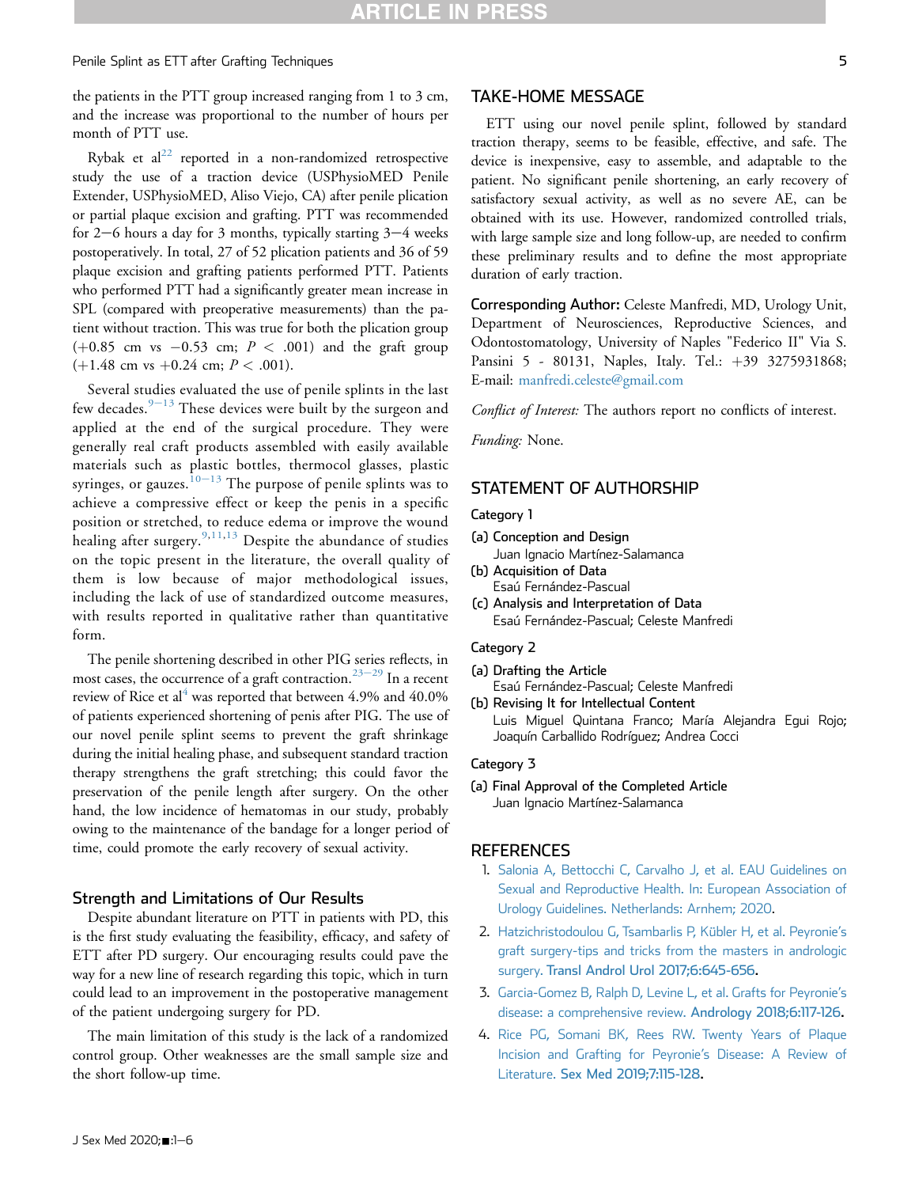the patients in the PTT group increased ranging from 1 to 3 cm, and the increase was proportional to the number of hours per month of PTT use.

Rybak et al[22] reported in a non-randomized retrospective study the use of a traction device (USPhysioMED Penile Extender, USPhysioMED, Aliso Viejo, CA) after penile plication or partial plaque excision and grafting. PTT was recommended for 2−6 hours a day for 3 months, typically starting 3−4 weeks postoperatively. In total, 27 of 52 plication patients and 36 of 59 plaque excision and grafting patients performed PTT. Patients who performed PTT had a significantly greater mean increase in SPL (compared with preoperative measurements) than the patient without traction. This was true for both the plication group (+0.85 cm vs −0.53 cm; $P < .001$) and the graft group (+1.48 cm vs +0.24 cm; $P < .001$).

Several studies evaluated the use of penile splints in the last few decades.[9−13] These devices were built by the surgeon and applied at the end of the surgical procedure. They were generally real craft products assembled with easily available materials such as plastic bottles, thermocol glasses, plastic syringes, or gauzes.[10−13] The purpose of penile splints was to achieve a compressive effect or keep the penis in a specific position or stretched, to reduce edema or improve the wound healing after surgery.[9,11,13] Despite the abundance of studies on the topic present in the literature, the overall quality of them is low because of major methodological issues, including the lack of use of standardized outcome measures, with results reported in qualitative rather than quantitative form.

The penile shortening described in other PIG series reflects, in most cases, the occurrence of a graft contraction.[23−29] In a recent review of Rice et al[4] was reported that between 4.9% and 40.0% of patients experienced shortening of penis after PIG. The use of our novel penile splint seems to prevent the graft shrinkage during the initial healing phase, and subsequent standard traction therapy strengthens the graft stretching; this could favor the preservation of the penile length after surgery. On the other hand, the low incidence of hematomas in our study, probably owing to the maintenance of the bandage for a longer period of time, could promote the early recovery of sexual activity.

## Strength and Limitations of Our Results

Despite abundant literature on PTT in patients with PD, this is the first study evaluating the feasibility, efficacy, and safety of ETT after PD surgery. Our encouraging results could pave the way for a new line of research regarding this topic, which in turn could lead to an improvement in the postoperative management of the patient undergoing surgery for PD.

The main limitation of this study is the lack of a randomized control group. Other weaknesses are the small sample size and the short follow-up time.

## TAKE-HOME MESSAGE

ETT using our novel penile splint, followed by standard traction therapy, seems to be feasible, effective, and safe. The device is inexpensive, easy to assemble, and adaptable to the patient. No significant penile shortening, an early recovery of satisfactory sexual activity, as well as no severe AE, can be obtained with its use. However, randomized controlled trials, with large sample size and long follow-up, are needed to confirm these preliminary results and to define the most appropriate duration of early traction.

**Corresponding Author:** Celeste Manfredi, MD, Urology Unit, Department of Neurosciences, Reproductive Sciences, and Odontostomatology, University of Naples "Federico II" Via S. Pansini 5 - 80131, Naples, Italy. Tel.: +39 3275931868; E-mail: manfredi.celeste@gmail.com

*Conflict of Interest:* The authors report no conflicts of interest.

*Funding:* None.

## STATEMENT OF AUTHORSHIP

### Category 1

(a) Conception and Design
Juan Ignacio Martínez-Salamanca

(b) Acquisition of Data
Esaú Fernández-Pascual

(c) Analysis and Interpretation of Data
Esaú Fernández-Pascual; Celeste Manfredi

### Category 2

(a) Drafting the Article
Esaú Fernández-Pascual; Celeste Manfredi

(b) Revising It for Intellectual Content
Luis Miguel Quintana Franco; María Alejandra Egui Rojo; Joaquín Carballido Rodríguez; Andrea Cocci

### Category 3

(a) Final Approval of the Completed Article
Juan Ignacio Martínez-Salamanca

## REFERENCES

1. Salonia A, Bettocchi C, Carvalho J, et al. EAU Guidelines on Sexual and Reproductive Health. In: European Association of Urology Guidelines. Netherlands: Arnhem; 2020.
2. Hatzichristodoulou G, Tsambarlis P, Kübler H, et al. Peyronie's graft surgery-tips and tricks from the masters in andrologic surgery. Transl Androl Urol 2017;6:645-656.
3. Garcia-Gomez B, Ralph D, Levine L, et al. Grafts for Peyronie's disease: a comprehensive review. Andrology 2018;6:117-126.
4. Rice PG, Somani BK, Rees RW. Twenty Years of Plaque Incision and Grafting for Peyronie's Disease: A Review of Literature. Sex Med 2019;7:115-128.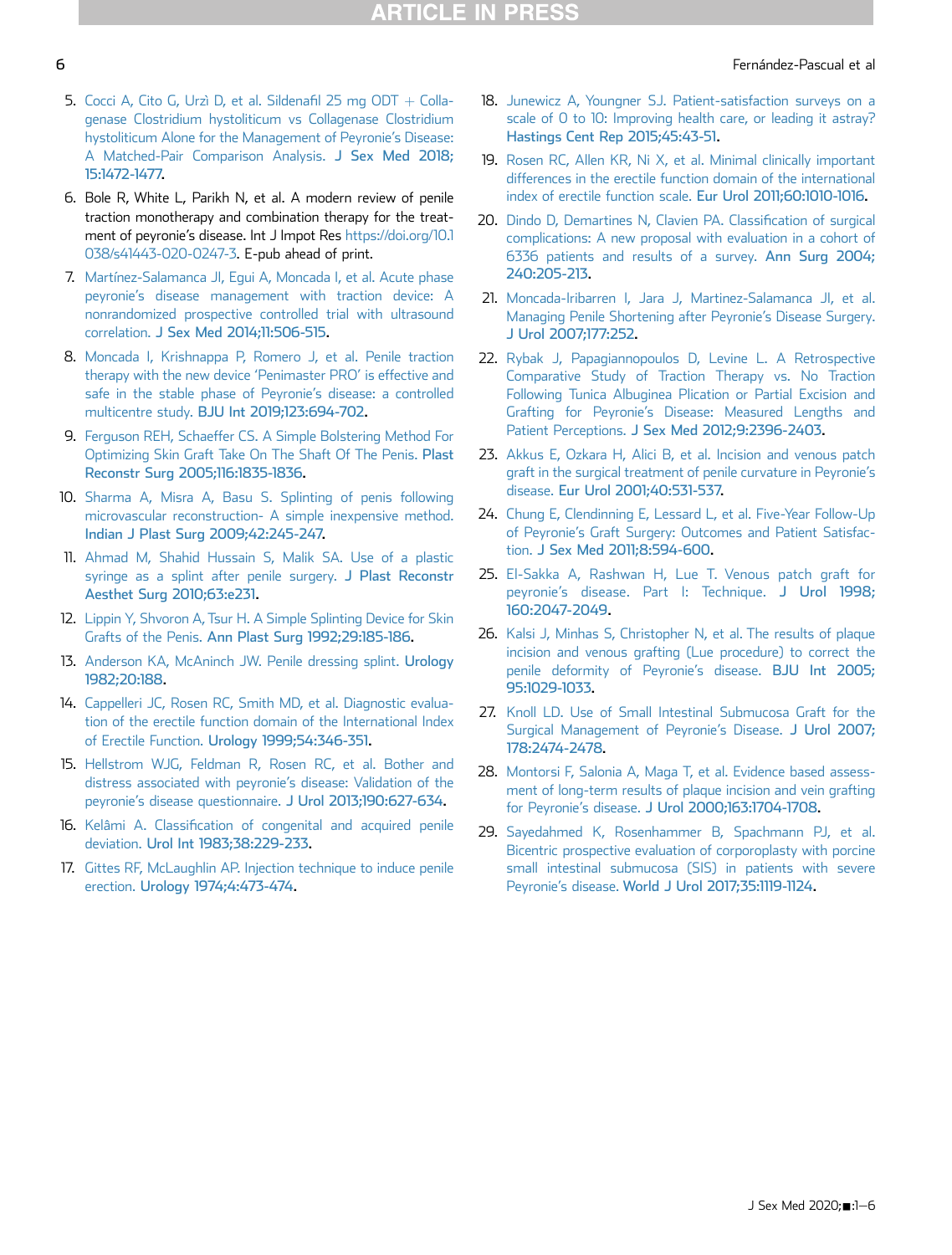5. Cocci A, Cito G, Urzì D, et al. Sildenafil 25 mg ODT + Collagenase Clostridium hystoliticum vs Collagenase Clostridium hystoliticum Alone for the Management of Peyronie's Disease: A Matched-Pair Comparison Analysis. J Sex Med 2018;15:1472-1477.
6. Bole R, White L, Parikh N, et al. A modern review of penile traction monotherapy and combination therapy for the treatment of peyronie's disease. Int J Impot Res https://doi.org/10.1038/s41443-020-0247-3. E-pub ahead of print.
7. Martínez-Salamanca JI, Egui A, Moncada I, et al. Acute phase peyronie's disease management with traction device: A nonrandomized prospective controlled trial with ultrasound correlation. J Sex Med 2014;11:506-515.
8. Moncada I, Krishnappa P, Romero J, et al. Penile traction therapy with the new device 'Penimaster PRO' is effective and safe in the stable phase of Peyronie's disease: a controlled multicentre study. BJU Int 2019;123:694-702.
9. Ferguson REH, Schaeffer CS. A Simple Bolstering Method For Optimizing Skin Graft Take On The Shaft Of The Penis. Plast Reconstr Surg 2005;116:1835-1836.
10. Sharma A, Misra A, Basu S. Splinting of penis following microvascular reconstruction- A simple inexpensive method. Indian J Plast Surg 2009;42:245-247.
11. Ahmad M, Shahid Hussain S, Malik SA. Use of a plastic syringe as a splint after penile surgery. J Plast Reconstr Aesthet Surg 2010;63:e231.
12. Lippin Y, Shvoron A, Tsur H. A Simple Splinting Device for Skin Grafts of the Penis. Ann Plast Surg 1992;29:185-186.
13. Anderson KA, McAninch JW. Penile dressing splint. Urology 1982;20:188.
14. Cappelleri JC, Rosen RC, Smith MD, et al. Diagnostic evaluation of the erectile function domain of the International Index of Erectile Function. Urology 1999;54:346-351.
15. Hellstrom WJG, Feldman R, Rosen RC, et al. Bother and distress associated with peyronie's disease: Validation of the peyronie's disease questionnaire. J Urol 2013;190:627-634.
16. Kelâmi A. Classification of congenital and acquired penile deviation. Urol Int 1983;38:229-233.
17. Gittes RF, McLaughlin AP. Injection technique to induce penile erection. Urology 1974;4:473-474.
18. Junewicz A, Youngner SJ. Patient-satisfaction surveys on a scale of 0 to 10: Improving health care, or leading it astray? Hastings Cent Rep 2015;45:43-51.
19. Rosen RC, Allen KR, Ni X, et al. Minimal clinically important differences in the erectile function domain of the international index of erectile function scale. Eur Urol 2011;60:1010-1016.
20. Dindo D, Demartines N, Clavien PA. Classification of surgical complications: A new proposal with evaluation in a cohort of 6336 patients and results of a survey. Ann Surg 2004;240:205-213.
21. Moncada-Iribarren I, Jara J, Martinez-Salamanca JI, et al. Managing Penile Shortening after Peyronie's Disease Surgery. J Urol 2007;177:252.
22. Rybak J, Papagiannopoulos D, Levine L. A Retrospective Comparative Study of Traction Therapy vs. No Traction Following Tunica Albuginea Plication or Partial Excision and Grafting for Peyronie's Disease: Measured Lengths and Patient Perceptions. J Sex Med 2012;9:2396-2403.
23. Akkus E, Ozkara H, Alici B, et al. Incision and venous patch graft in the surgical treatment of penile curvature in Peyronie's disease. Eur Urol 2001;40:531-537.
24. Chung E, Clendinning E, Lessard L, et al. Five-Year Follow-Up of Peyronie's Graft Surgery: Outcomes and Patient Satisfaction. J Sex Med 2011;8:594-600.
25. El-Sakka A, Rashwan H, Lue T. Venous patch graft for peyronie's disease. Part I: Technique. J Urol 1998;160:2047-2049.
26. Kalsi J, Minhas S, Christopher N, et al. The results of plaque incision and venous grafting (Lue procedure) to correct the penile deformity of Peyronie's disease. BJU Int 2005;95:1029-1033.
27. Knoll LD. Use of Small Intestinal Submucosa Graft for the Surgical Management of Peyronie's Disease. J Urol 2007;178:2474-2478.
28. Montorsi F, Salonia A, Maga T, et al. Evidence based assessment of long-term results of plaque incision and vein grafting for Peyronie's disease. J Urol 2000;163:1704-1708.
29. Sayedahmed K, Rosenhammer B, Spachmann PJ, et al. Bicentric prospective evaluation of corporoplasty with porcine small intestinal submucosa (SIS) in patients with severe Peyronie's disease. World J Urol 2017;35:1119-1124.